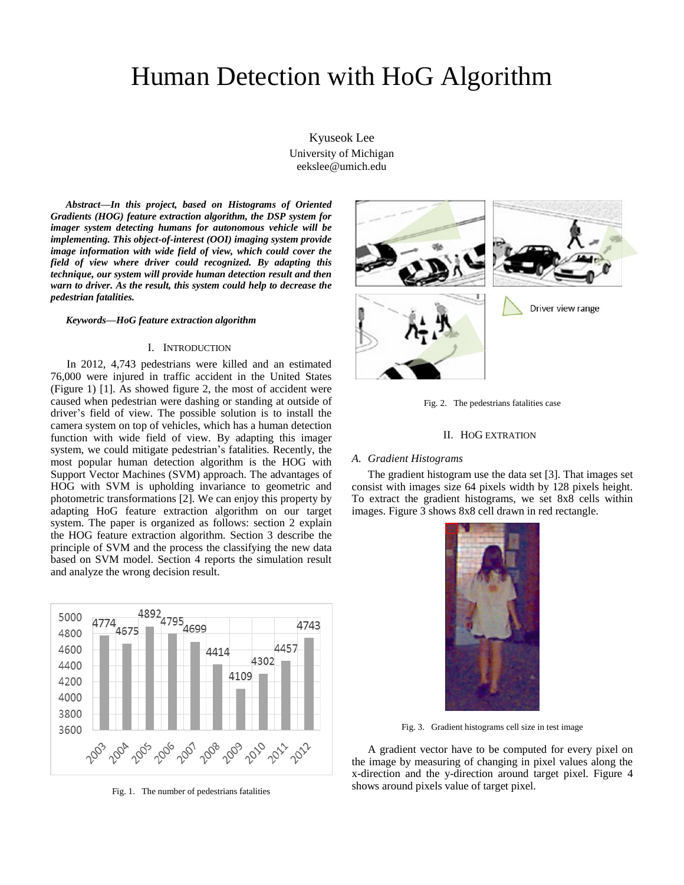// Human Detection with HoG Algorithm

Kyuseok Lee
University of Michigan
eekslee@umich.edu

***Abstract*—In this project, based on Histograms of Oriented Gradients (HOG) feature extraction algorithm, the DSP system for imager system detecting humans for autonomous vehicle will be implementing. This object-of-interest (OOI) imaging system provide image information with wide field of view, which could cover the field of view where driver could recognized. By adapting this technique, our system will provide human detection result and then warn to driver. As the result, this system could help to decrease the pedestrian fatalities.**

***Keywords*—HoG feature extraction algorithm**

## I. Introduction

In 2012, 4,743 pedestrians were killed and an estimated 76,000 were injured in traffic accident in the United States (Figure 1) [1]. As showed figure 2, the most of accident were caused when pedestrian were dashing or standing at outside of driver's field of view. The possible solution is to install the camera system on top of vehicles, which has a human detection function with wide field of view. By adapting this imager system, we could mitigate pedestrian's fatalities. Recently, the most popular human detection algorithm is the HOG with Support Vector Machines (SVM) approach. The advantages of HOG with SVM is upholding invariance to geometric and photometric transformations [2]. We can enjoy this property by adapting HoG feature extraction algorithm on our target system. The paper is organized as follows: section 2 explain the HOG feature extraction algorithm. Section 3 describe the principle of SVM and the process the classifying the new data based on SVM model. Section 4 reports the simulation result and analyze the wrong decision result.

| Year | 2003 | 2004 | 2005 | 2006 | 2007 | 2008 | 2009 | 2010 | 2011 | 2012 |
|---|---|---|---|---|---|---|---|---|---|---|
| Fatalities | 4774 | 4675 | 4892 | 4795 | 4699 | 4414 | 4109 | 4302 | 4457 | 4743 |

Fig. 1. The number of pedestrians fatalities

Driver view range

Fig. 2. The pedestrians fatalities case

## II. HoG Extration

### *A. Gradient Histograms*

The gradient histogram use the data set [3]. That images set consist with images size 64 pixels width by 128 pixels height. To extract the gradient histograms, we set 8x8 cells within images. Figure 3 shows 8x8 cell drawn in red rectangle.

Fig. 3. Gradient histograms cell size in test image

A gradient vector have to be computed for every pixel on the image by measuring of changing in pixel values along the x-direction and the y-direction around target pixel. Figure 4 shows around pixels value of target pixel.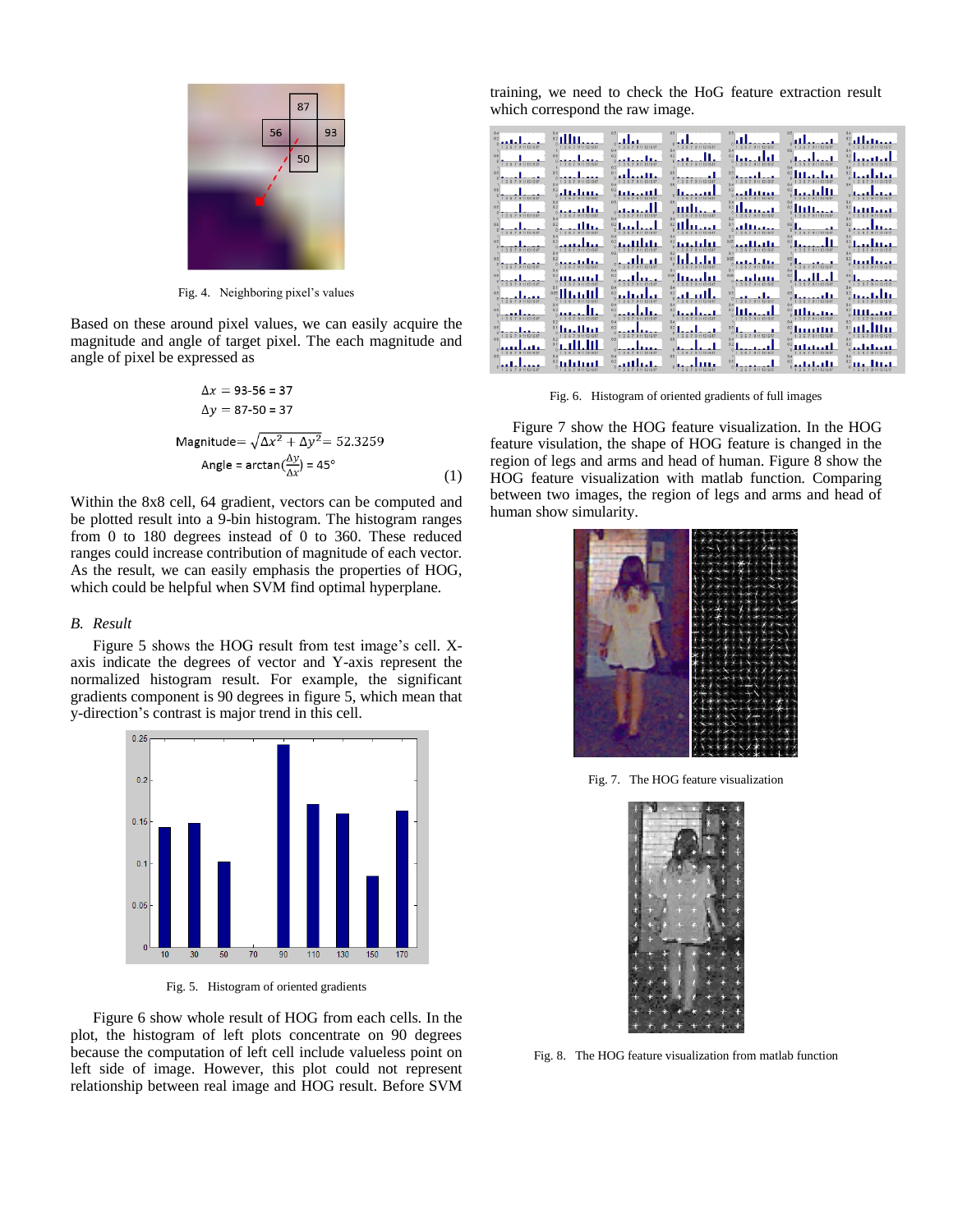Fig. 4. Neighboring pixel's values

Based on these around pixel values, we can easily acquire the magnitude and angle of target pixel. The each magnitude and angle of pixel be expressed as

$$\Delta x = 93\text{-}56 = 37$$
$$\Delta y = 87\text{-}50 = 37$$
$$\text{Magnitude} = \sqrt{\Delta x^2 + \Delta y^2} = 52.3259$$
$$\text{Angle} = \arctan\left(\frac{\Delta y}{\Delta x}\right) = 45° \tag{1}$$

Within the 8x8 cell, 64 gradient, vectors can be computed and be plotted result into a 9-bin histogram. The histogram ranges from 0 to 180 degrees instead of 0 to 360. These reduced ranges could increase contribution of magnitude of each vector. As the result, we can easily emphasis the properties of HOG, which could be helpful when SVM find optimal hyperplane.

### B. Result

Figure 5 shows the HOG result from test image's cell. X-axis indicate the degrees of vector and Y-axis represent the normalized histogram result. For example, the significant gradients component is 90 degrees in figure 5, which mean that y-direction's contrast is major trend in this cell.

Fig. 5. Histogram of oriented gradients

Figure 6 show whole result of HOG from each cells. In the plot, the histogram of left plots concentrate on 90 degrees because the computation of left cell include valueless point on left side of image. However, this plot could not represent relationship between real image and HOG result. Before SVM training, we need to check the HoG feature extraction result which correspond the raw image.

Fig. 6. Histogram of oriented gradients of full images

Figure 7 show the HOG feature visualization. In the HOG feature visuation, the shape of HOG feature is changed in the region of legs and arms and head of human. Figure 8 show the HOG feature visualization with matlab function. Comparing between two images, the region of legs and arms and head of human show simularity.

Fig. 7. The HOG feature visualization

Fig. 8. The HOG feature visualization from matlab function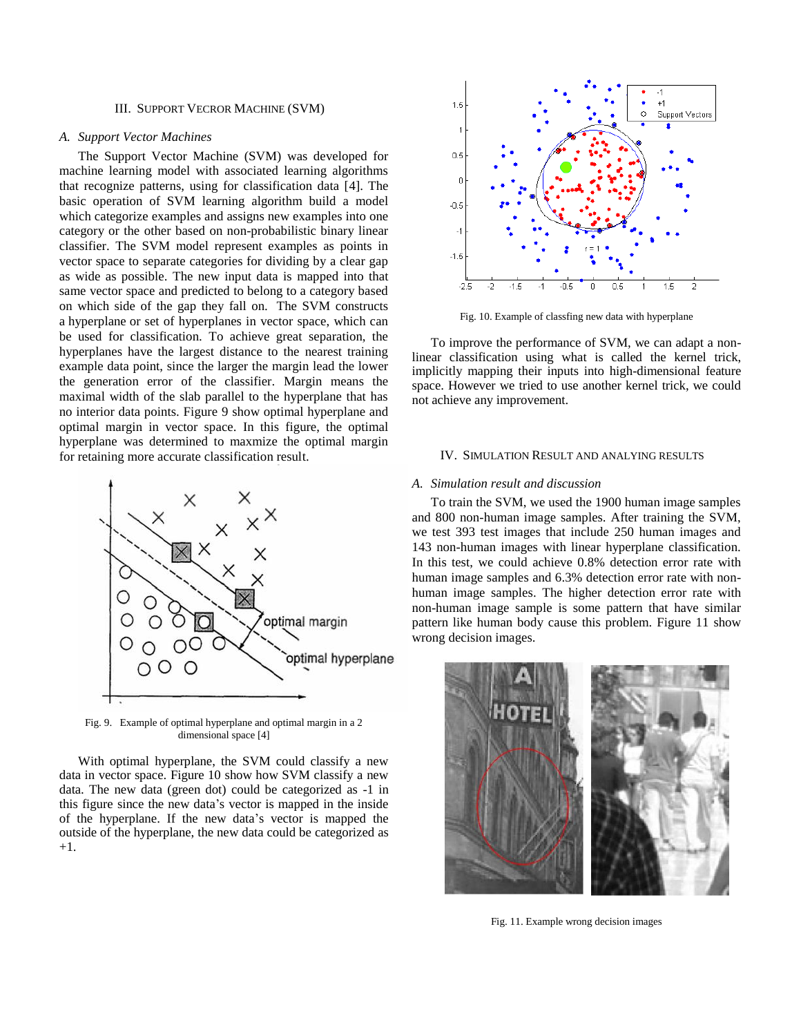## III. Support Vecror Machine (SVM)

### A. Support Vector Machines

The Support Vector Machine (SVM) was developed for machine learning model with associated learning algorithms that recognize patterns, using for classification data [4]. The basic operation of SVM learning algorithm build a model which categorize examples and assigns new examples into one category or the other based on non-probabilistic binary linear classifier. The SVM model represent examples as points in vector space to separate categories for dividing by a clear gap as wide as possible. The new input data is mapped into that same vector space and predicted to belong to a category based on which side of the gap they fall on. The SVM constructs a hyperplane or set of hyperplanes in vector space, which can be used for classification. To achieve great separation, the hyperplanes have the largest distance to the nearest training example data point, since the larger the margin lead the lower the generation error of the classifier. Margin means the maximal width of the slab parallel to the hyperplane that has no interior data points. Figure 9 show optimal hyperplane and optimal margin in vector space. In this figure, the optimal hyperplane was determined to maxmize the optimal margin for retaining more accurate classification result.

Fig. 9. Example of optimal hyperplane and optimal margin in a 2 dimensional space [4]

With optimal hyperplane, the SVM could classify a new data in vector space. Figure 10 show how SVM classify a new data. The new data (green dot) could be categorized as -1 in this figure since the new data's vector is mapped in the inside of the hyperplane. If the new data's vector is mapped the outside of the hyperplane, the new data could be categorized as +1.

Fig. 10. Example of classfing new data with hyperplane

To improve the performance of SVM, we can adapt a non-linear classification using what is called the kernel trick, implicitly mapping their inputs into high-dimensional feature space. However we tried to use another kernel trick, we could not achieve any improvement.

## IV. Simulation Result and Analying Results

### A. Simulation result and discussion

To train the SVM, we used the 1900 human image samples and 800 non-human image samples. After training the SVM, we test 393 test images that include 250 human images and 143 non-human images with linear hyperplane classification. In this test, we could achieve 0.8% detection error rate with human image samples and 6.3% detection error rate with non-human image samples. The higher detection error rate with non-human image sample is some pattern that have similar pattern like human body cause this problem. Figure 11 show wrong decision images.

Fig. 11. Example wrong decision images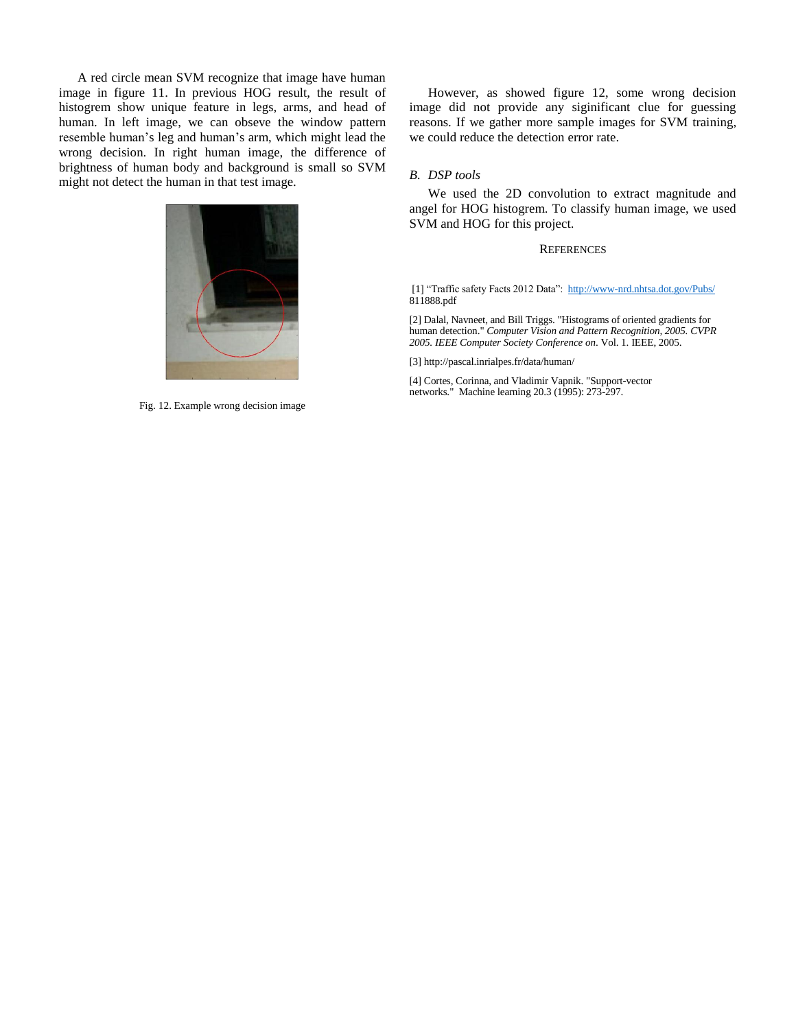A red circle mean SVM recognize that image have human image in figure 11. In previous HOG result, the result of histogrem show unique feature in legs, arms, and head of human. In left image, we can obseve the window pattern resemble human's leg and human's arm, which might lead the wrong decision. In right human image, the difference of brightness of human body and background is small so SVM might not detect the human in that test image.

Fig. 12. Example wrong decision image

However, as showed figure 12, some wrong decision image did not provide any siginificant clue for guessing reasons. If we gather more sample images for SVM training, we could reduce the detection error rate.

### *B. DSP tools*

We used the 2D convolution to extract magnitude and angel for HOG histogrem. To classify human image, we used SVM and HOG for this project.

## References

[1] "Traffic safety Facts 2012 Data": http://www-nrd.nhtsa.dot.gov/Pubs/811888.pdf

[2] Dalal, Navneet, and Bill Triggs. "Histograms of oriented gradients for human detection." *Computer Vision and Pattern Recognition, 2005. CVPR 2005. IEEE Computer Society Conference on*. Vol. 1. IEEE, 2005.

[3] http://pascal.inrialpes.fr/data/human/

[4] Cortes, Corinna, and Vladimir Vapnik. "Support-vector networks." Machine learning 20.3 (1995): 273-297.